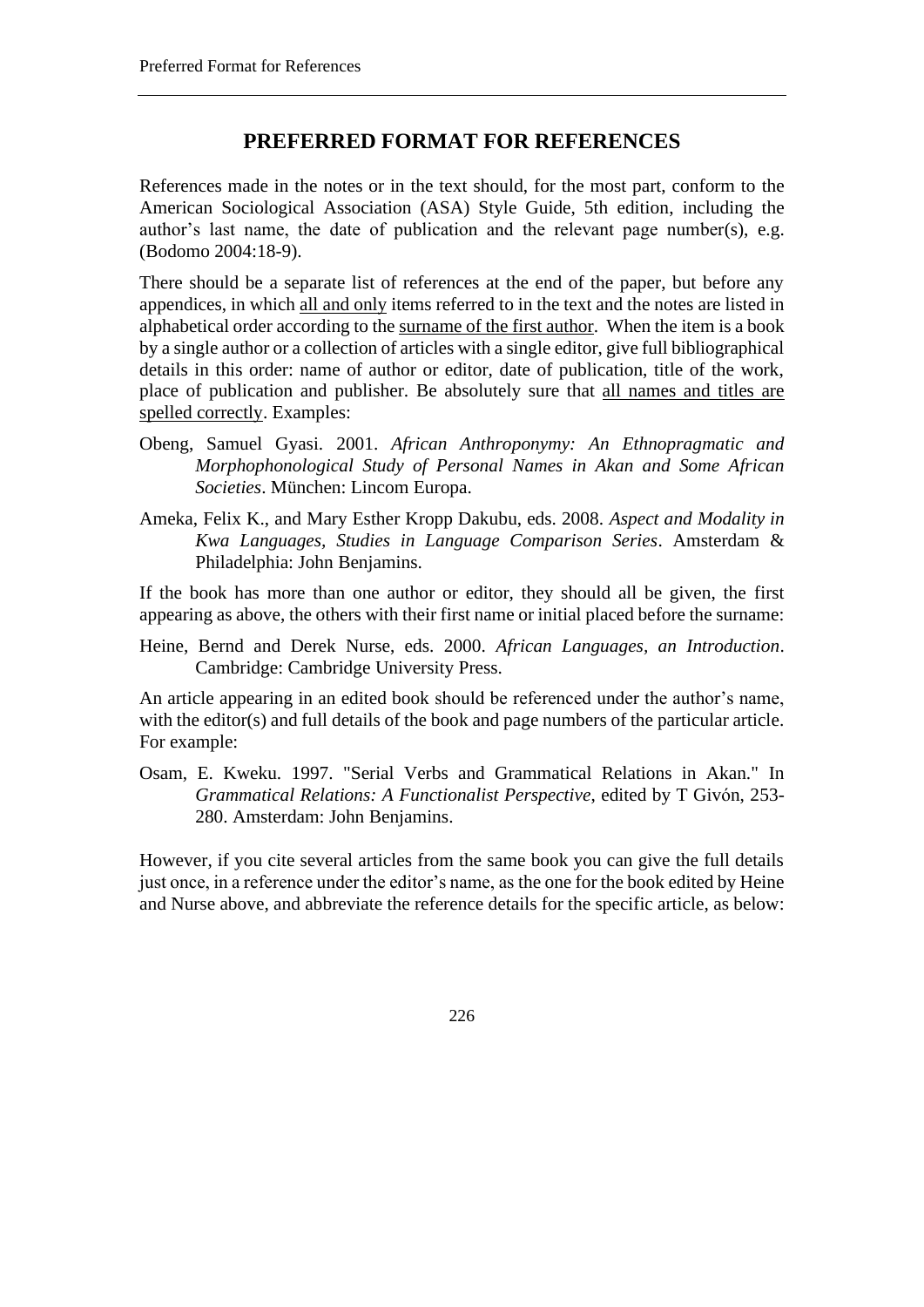# PREFERRED FORMAT FOR REFERENCES

References made in the notes or in the text should, for the most part, conform to the American Sociological Association (ASA) Style Guide, 5th edition, including the author's last name, the date of publication and the relevant page number(s), e.g. (Bodomo 2004:18-9).

There should be a separate list of references at the end of the paper, but before any appendices, in which <u>all and only</u> items referred to in the text and the notes are listed in alphabetical order according to the <u>surname of the first author</u>. When the item is a book by a single author or a collection of articles with a single editor, give full bibliographical details in this order: name of author or editor, date of publication, title of the work, place of publication and publisher. Be absolutely sure that <u>all names and titles are spelled correctly</u>. Examples:

Obeng, Samuel Gyasi. 2001. *African Anthroponymy: An Ethnopragmatic and Morphophonological Study of Personal Names in Akan and Some African Societies*. München: Lincom Europa.

Ameka, Felix K., and Mary Esther Kropp Dakubu, eds. 2008. *Aspect and Modality in Kwa Languages, Studies in Language Comparison Series*. Amsterdam & Philadelphia: John Benjamins.

If the book has more than one author or editor, they should all be given, the first appearing as above, the others with their first name or initial placed before the surname:

Heine, Bernd and Derek Nurse, eds. 2000. *African Languages, an Introduction*. Cambridge: Cambridge University Press.

An article appearing in an edited book should be referenced under the author's name, with the editor(s) and full details of the book and page numbers of the particular article. For example:

Osam, E. Kweku. 1997. "Serial Verbs and Grammatical Relations in Akan." In *Grammatical Relations: A Functionalist Perspective*, edited by T Givón, 253-280. Amsterdam: John Benjamins.

However, if you cite several articles from the same book you can give the full details just once, in a reference under the editor's name, as the one for the book edited by Heine and Nurse above, and abbreviate the reference details for the specific article, as below: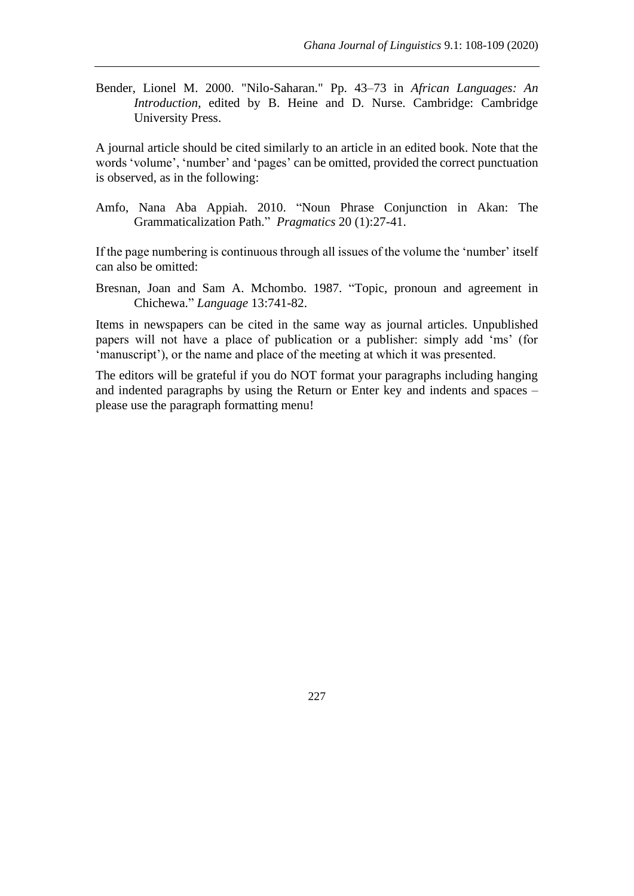Bender, Lionel M. 2000. "Nilo-Saharan." Pp. 43–73 in *African Languages: An Introduction*, edited by B. Heine and D. Nurse. Cambridge: Cambridge University Press.

A journal article should be cited similarly to an article in an edited book. Note that the words 'volume', 'number' and 'pages' can be omitted, provided the correct punctuation is observed, as in the following:

Amfo, Nana Aba Appiah. 2010. "Noun Phrase Conjunction in Akan: The Grammaticalization Path." *Pragmatics* 20 (1):27-41.

If the page numbering is continuous through all issues of the volume the 'number' itself can also be omitted:

Bresnan, Joan and Sam A. Mchombo. 1987. "Topic, pronoun and agreement in Chichewa." *Language* 13:741-82.

Items in newspapers can be cited in the same way as journal articles. Unpublished papers will not have a place of publication or a publisher: simply add 'ms' (for 'manuscript'), or the name and place of the meeting at which it was presented.

The editors will be grateful if you do NOT format your paragraphs including hanging and indented paragraphs by using the Return or Enter key and indents and spaces – please use the paragraph formatting menu!